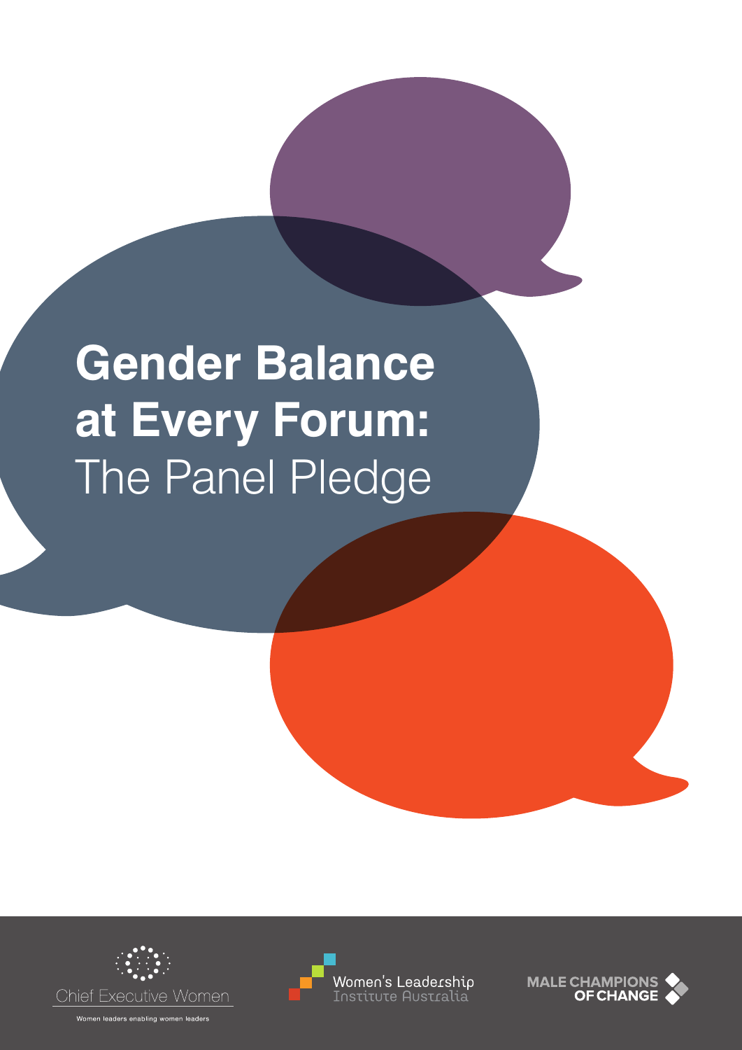# Gender Balance at Every Forum: The Panel Pledge

Chief Executive Women

Women leaders enabling women leaders

Women's Leadership Institute Australia

MALE CHAMPIONS OF CHANGE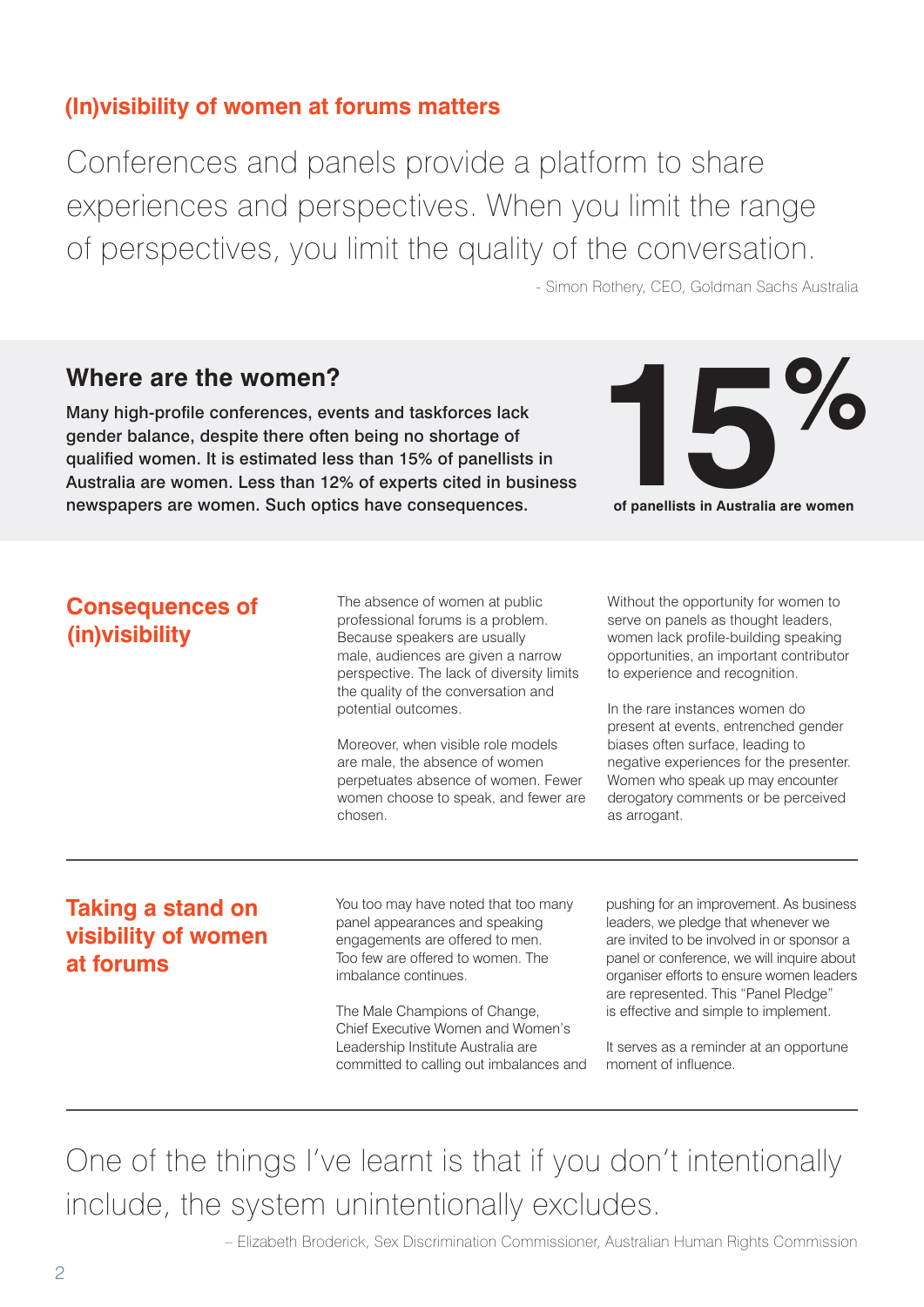## (In)visibility of women at forums matters

Conferences and panels provide a platform to share experiences and perspectives. When you limit the range of perspectives, you limit the quality of the conversation.

- Simon Rothery, CEO, Goldman Sachs Australia

## Where are the women?

**Many high-profile conferences, events and taskforces lack gender balance, despite there often being no shortage of qualified women. It is estimated less than 15% of panellists in Australia are women. Less than 12% of experts cited in business newspapers are women. Such optics have consequences.**

**15%**

**of panellists in Australia are women**

## Consequences of (in)visibility

The absence of women at public professional forums is a problem. Because speakers are usually male, audiences are given a narrow perspective. The lack of diversity limits the quality of the conversation and potential outcomes.

Moreover, when visible role models are male, the absence of women perpetuates absence of women. Fewer women choose to speak, and fewer are chosen.

Without the opportunity for women to serve on panels as thought leaders, women lack profile-building speaking opportunities, an important contributor to experience and recognition.

In the rare instances women do present at events, entrenched gender biases often surface, leading to negative experiences for the presenter. Women who speak up may encounter derogatory comments or be perceived as arrogant.

## Taking a stand on visibility of women at forums

You too may have noted that too many panel appearances and speaking engagements are offered to men. Too few are offered to women. The imbalance continues.

The Male Champions of Change, Chief Executive Women and Women's Leadership Institute Australia are committed to calling out imbalances and pushing for an improvement. As business leaders, we pledge that whenever we are invited to be involved in or sponsor a panel or conference, we will inquire about organiser efforts to ensure women leaders are represented. This "Panel Pledge" is effective and simple to implement.

It serves as a reminder at an opportune moment of influence.

One of the things I've learnt is that if you don't intentionally include, the system unintentionally excludes.

– Elizabeth Broderick, Sex Discrimination Commissioner, Australian Human Rights Commission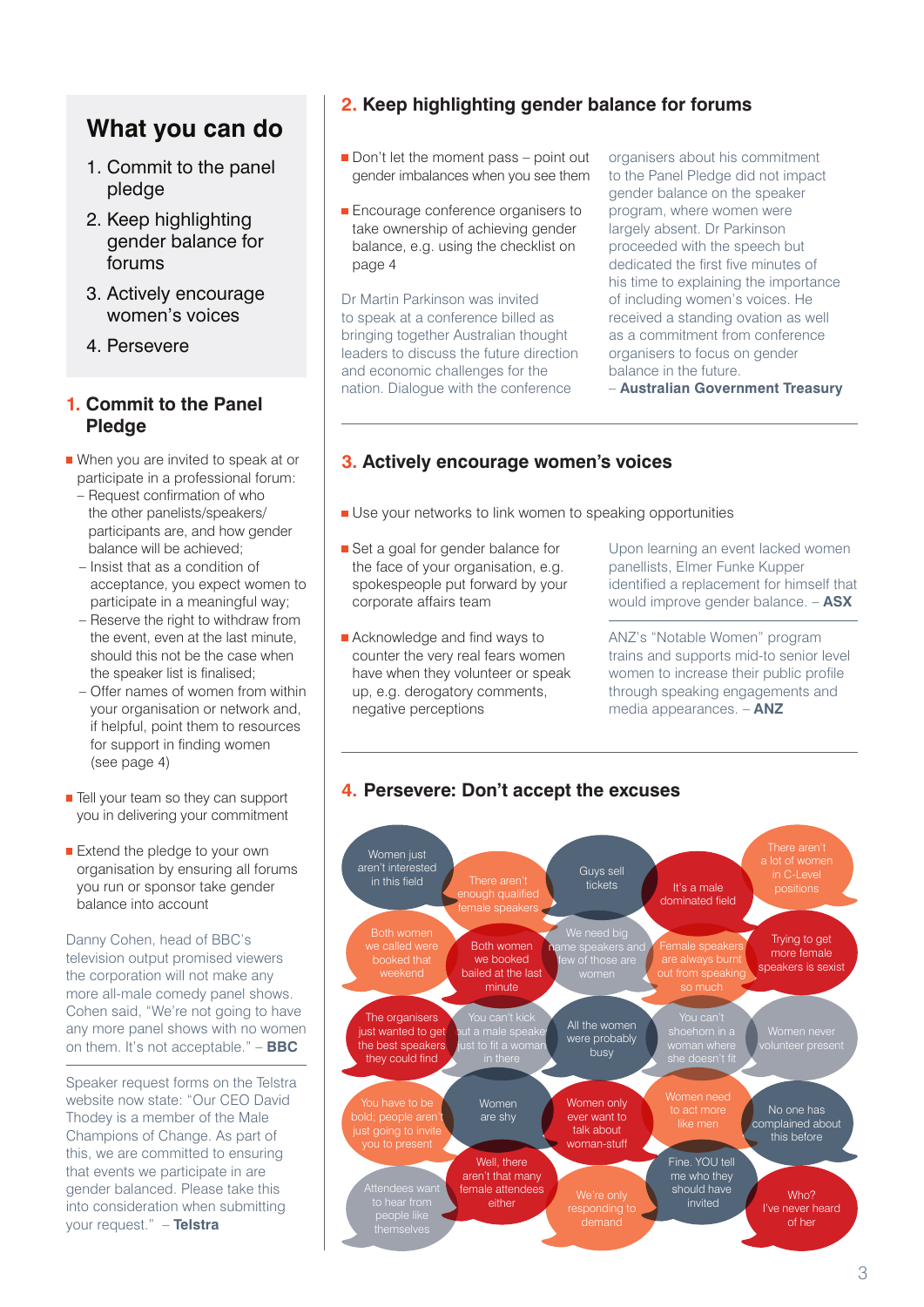## What you can do

1. Commit to the panel pledge
2. Keep highlighting gender balance for forums
3. Actively encourage women's voices
4. Persevere

### 1. Commit to the Panel Pledge

- When you are invited to speak at or participate in a professional forum:
  - Request confirmation of who the other panelists/speakers/participants are, and how gender balance will be achieved;
  - Insist that as a condition of acceptance, you expect women to participate in a meaningful way;
  - Reserve the right to withdraw from the event, even at the last minute, should this not be the case when the speaker list is finalised;
  - Offer names of women from within your organisation or network and, if helpful, point them to resources for support in finding women (see page 4)
- Tell your team so they can support you in delivering your commitment
- Extend the pledge to your own organisation by ensuring all forums you run or sponsor take gender balance into account

Danny Cohen, head of BBC's television output promised viewers the corporation will not make any more all-male comedy panel shows. Cohen said, "We're not going to have any more panel shows with no women on them. It's not acceptable." – **BBC**

Speaker request forms on the Telstra website now state: "Our CEO David Thodey is a member of the Male Champions of Change. As part of this, we are committed to ensuring that events we participate in are gender balanced. Please take this into consideration when submitting your request." – **Telstra**

### 2. Keep highlighting gender balance for forums

- Don't let the moment pass – point out gender imbalances when you see them
- Encourage conference organisers to take ownership of achieving gender balance, e.g. using the checklist on page 4

Dr Martin Parkinson was invited to speak at a conference billed as bringing together Australian thought leaders to discuss the future direction and economic challenges for the nation. Dialogue with the conference organisers about his commitment to the Panel Pledge did not impact gender balance on the speaker program, where women were largely absent. Dr Parkinson proceeded with the speech but dedicated the first five minutes of his time to explaining the importance of including women's voices. He received a standing ovation as well as a commitment from conference organisers to focus on gender balance in the future. – **Australian Government Treasury**

### 3. Actively encourage women's voices

- Use your networks to link women to speaking opportunities
- Set a goal for gender balance for the face of your organisation, e.g. spokespeople put forward by your corporate affairs team

Upon learning an event lacked women panellists, Elmer Funke Kupper identified a replacement for himself that would improve gender balance. – **ASX**

- Acknowledge and find ways to counter the very real fears women have when they volunteer or speak up, e.g. derogatory comments, negative perceptions

ANZ's "Notable Women" program trains and supports mid-to senior level women to increase their public profile through speaking engagements and media appearances. – **ANZ**

### 4. Persevere: Don't accept the excuses

- Women just aren't interested in this field
- There aren't enough qualified female speakers
- Guys sell tickets
- It's a male dominated field
- There aren't a lot of women in C-Level positions
- Both women we called were booked that weekend
- Both women we booked bailed at the last minute
- We need big name speakers and few of those are women
- Female speakers are always burnt out from speaking so much
- Trying to get more female speakers is sexist
- The organisers just wanted to get the best speakers they could find
- You can't kick out a male speaker just to fit a woman in there
- All the women were probably busy
- You can't shoehorn in a woman where she doesn't fit
- Women never volunteer present
- You have to be bold; people aren't just going to invite you to present
- Women are shy
- Women only ever want to talk about woman-stuff
- Women need to act more like men
- No one has complained about this before
- Attendees want to hear from people like themselves
- Well, there aren't that many female attendees either
- We're only responding to demand
- Fine. YOU tell me who they should have invited
- Who? I've never heard of her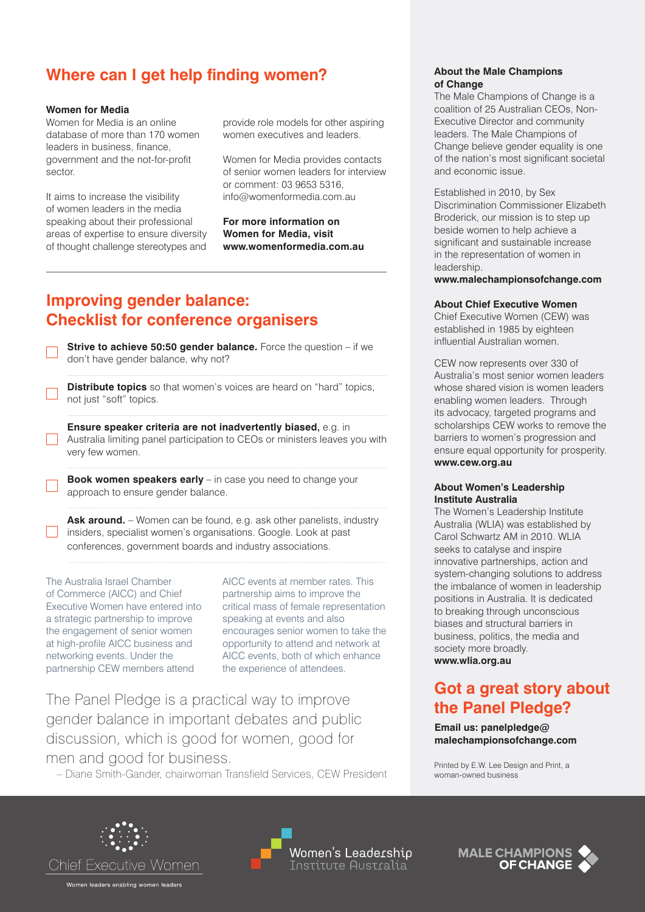## Where can I get help finding women?

**Women for Media**

Women for Media is an online database of more than 170 women leaders in business, finance, government and the not-for-profit sector.

It aims to increase the visibility of women leaders in the media speaking about their professional areas of expertise to ensure diversity of thought challenge stereotypes and provide role models for other aspiring women executives and leaders.

Women for Media provides contacts of senior women leaders for interview or comment: 03 9653 5316, info@womenformedia.com.au

**For more information on Women for Media, visit www.womenformedia.com.au**

---

## Improving gender balance: Checklist for conference organisers

- [ ] **Strive to achieve 50:50 gender balance.** Force the question – if we don't have gender balance, why not?
- [ ] **Distribute topics** so that women's voices are heard on "hard" topics, not just "soft" topics.
- [ ] **Ensure speaker criteria are not inadvertently biased,** e.g. in Australia limiting panel participation to CEOs or ministers leaves you with very few women.
- [ ] **Book women speakers early** – in case you need to change your approach to ensure gender balance.
- [ ] **Ask around.** – Women can be found, e.g. ask other panelists, industry insiders, specialist women's organisations. Google. Look at past conferences, government boards and industry associations.

The Australia Israel Chamber of Commerce (AICC) and Chief Executive Women have entered into a strategic partnership to improve the engagement of senior women at high-profile AICC business and networking events. Under the partnership CEW members attend AICC events at member rates. This partnership aims to improve the critical mass of female representation speaking at events and also encourages senior women to take the opportunity to attend and network at AICC events, both of which enhance the experience of attendees.

> The Panel Pledge is a practical way to improve gender balance in important debates and public discussion, which is good for women, good for men and good for business.
>
> – Diane Smith-Gander, chairwoman Transfield Services, CEW President

**About the Male Champions of Change**

The Male Champions of Change is a coalition of 25 Australian CEOs, Non-Executive Director and community leaders. The Male Champions of Change believe gender equality is one of the nation's most significant societal and economic issue.

Established in 2010, by Sex Discrimination Commissioner Elizabeth Broderick, our mission is to step up beside women to help achieve a significant and sustainable increase in the representation of women in leadership.

**www.malechampionsofchange.com**

**About Chief Executive Women**

Chief Executive Women (CEW) was established in 1985 by eighteen influential Australian women.

CEW now represents over 330 of Australia's most senior women leaders whose shared vision is women leaders enabling women leaders. Through its advocacy, targeted programs and scholarships CEW works to remove the barriers to women's progression and ensure equal opportunity for prosperity.

**www.cew.org.au**

**About Women's Leadership Institute Australia**

The Women's Leadership Institute Australia (WLIA) was established by Carol Schwartz AM in 2010. WLIA seeks to catalyse and inspire innovative partnerships, action and system-changing solutions to address the imbalance of women in leadership positions in Australia. It is dedicated to breaking through unconscious biases and structural barriers in business, politics, the media and society more broadly.

**www.wlia.org.au**

## Got a great story about the Panel Pledge?

**Email us: panelpledge@malechampionsofchange.com**

Printed by E.W. Lee Design and Print, a woman-owned business

Chief Executive Women

Women leaders enabling women leaders

Women's Leadership Institute Australia

MALE CHAMPIONS OF CHANGE